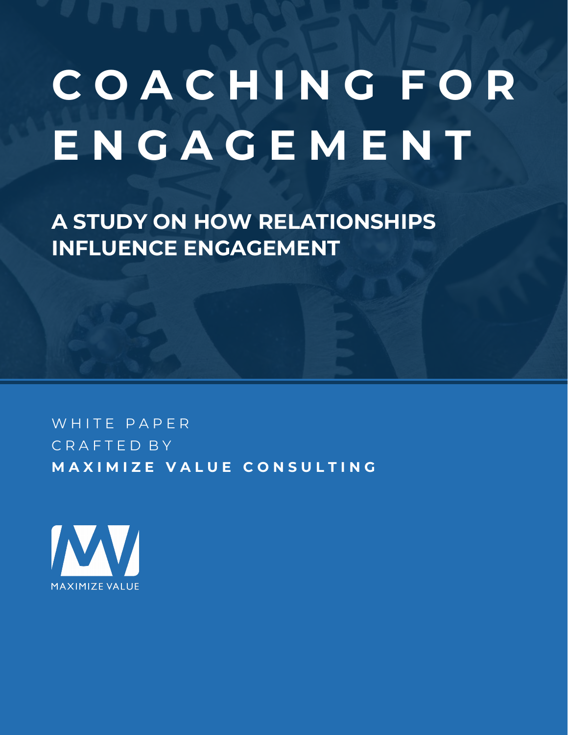# COACHING FOR ENGAGEMENT

## A STUDY ON HOW RELATIONSHIPS INFLUENCE ENGAGEMENT

WHITE PAPER
CRAFTED BY
**MAXIMIZE VALUE CONSULTING**

MAXIMIZE VALUE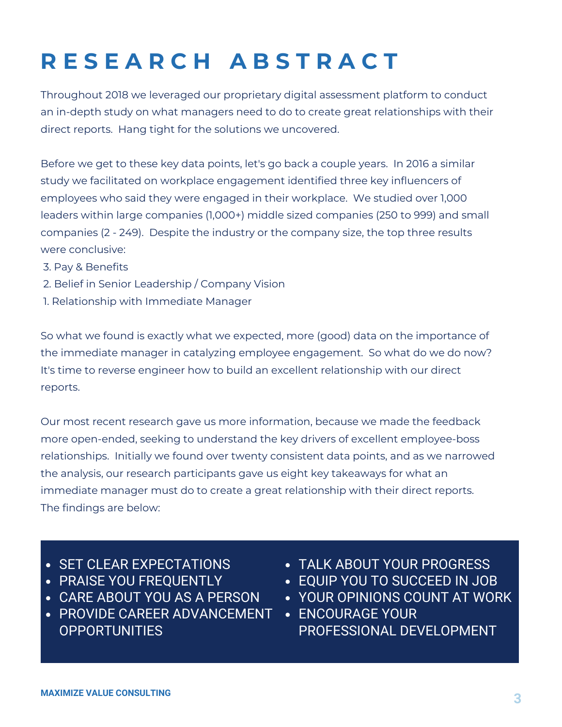# RESEARCH ABSTRACT

Throughout 2018 we leveraged our proprietary digital assessment platform to conduct an in-depth study on what managers need to do to create great relationships with their direct reports. Hang tight for the solutions we uncovered.

Before we get to these key data points, let's go back a couple years. In 2016 a similar study we facilitated on workplace engagement identified three key influencers of employees who said they were engaged in their workplace. We studied over 1,000 leaders within large companies (1,000+) middle sized companies (250 to 999) and small companies (2 - 249). Despite the industry or the company size, the top three results were conclusive:

3. Pay & Benefits
2. Belief in Senior Leadership / Company Vision
1. Relationship with Immediate Manager

So what we found is exactly what we expected, more (good) data on the importance of the immediate manager in catalyzing employee engagement. So what do we do now? It's time to reverse engineer how to build an excellent relationship with our direct reports.

Our most recent research gave us more information, because we made the feedback more open-ended, seeking to understand the key drivers of excellent employee-boss relationships. Initially we found over twenty consistent data points, and as we narrowed the analysis, our research participants gave us eight key takeaways for what an immediate manager must do to create a great relationship with their direct reports. The findings are below:

- SET CLEAR EXPECTATIONS
- PRAISE YOU FREQUENTLY
- CARE ABOUT YOU AS A PERSON
- PROVIDE CAREER ADVANCEMENT OPPORTUNITIES
- TALK ABOUT YOUR PROGRESS
- EQUIP YOU TO SUCCEED IN JOB
- YOUR OPINIONS COUNT AT WORK
- ENCOURAGE YOUR PROFESSIONAL DEVELOPMENT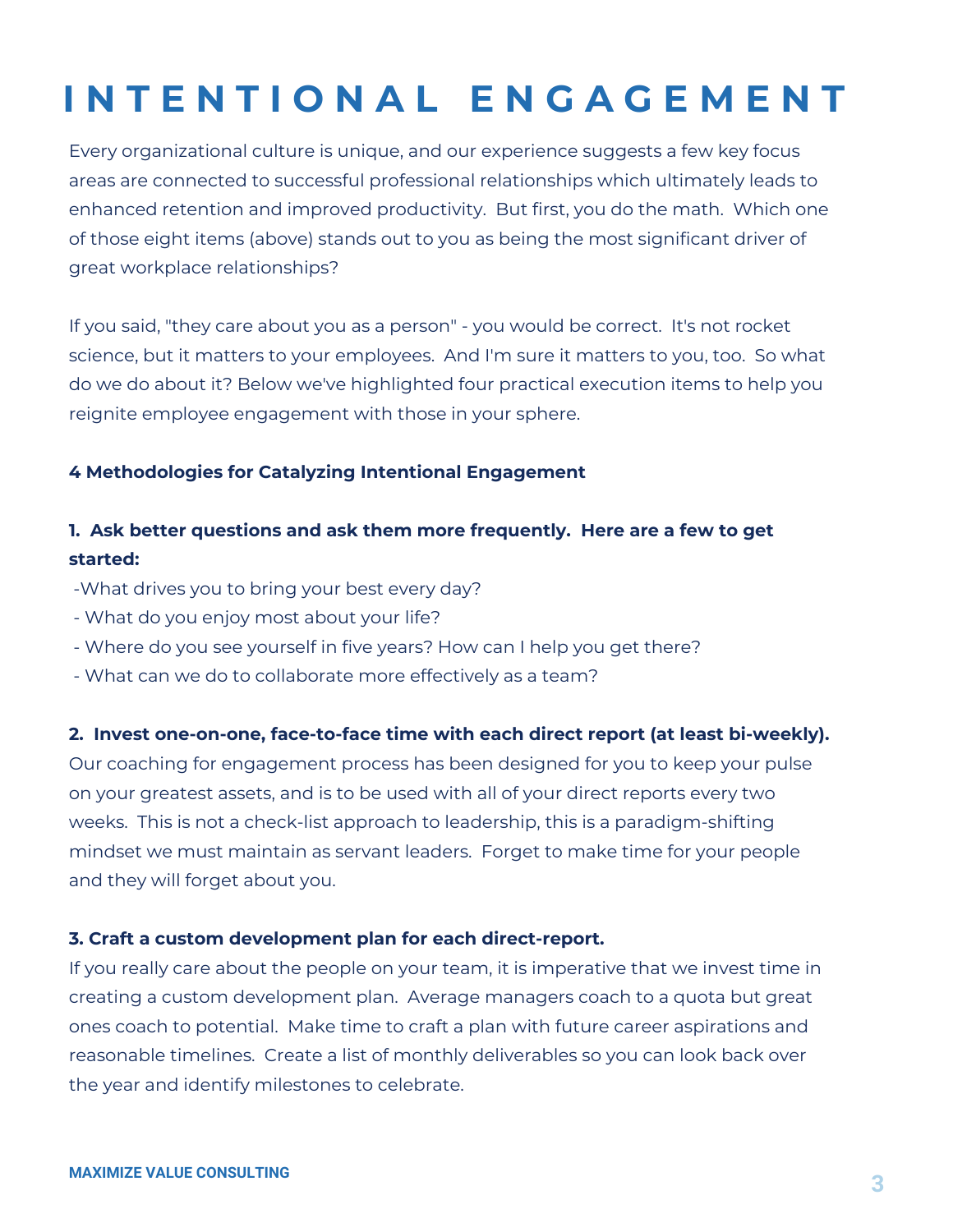# INTENTIONAL ENGAGEMENT

Every organizational culture is unique, and our experience suggests a few key focus areas are connected to successful professional relationships which ultimately leads to enhanced retention and improved productivity. But first, you do the math. Which one of those eight items (above) stands out to you as being the most significant driver of great workplace relationships?

If you said, "they care about you as a person" - you would be correct. It's not rocket science, but it matters to your employees. And I'm sure it matters to you, too. So what do we do about it? Below we've highlighted four practical execution items to help you reignite employee engagement with those in your sphere.

**4 Methodologies for Catalyzing Intentional Engagement**

**1. Ask better questions and ask them more frequently. Here are a few to get started:**

- What drives you to bring your best every day?
- What do you enjoy most about your life?
- Where do you see yourself in five years? How can I help you get there?
- What can we do to collaborate more effectively as a team?

**2. Invest one-on-one, face-to-face time with each direct report (at least bi-weekly).**
Our coaching for engagement process has been designed for you to keep your pulse on your greatest assets, and is to be used with all of your direct reports every two weeks. This is not a check-list approach to leadership, this is a paradigm-shifting mindset we must maintain as servant leaders. Forget to make time for your people and they will forget about you.

**3. Craft a custom development plan for each direct-report.**
If you really care about the people on your team, it is imperative that we invest time in creating a custom development plan. Average managers coach to a quota but great ones coach to potential. Make time to craft a plan with future career aspirations and reasonable timelines. Create a list of monthly deliverables so you can look back over the year and identify milestones to celebrate.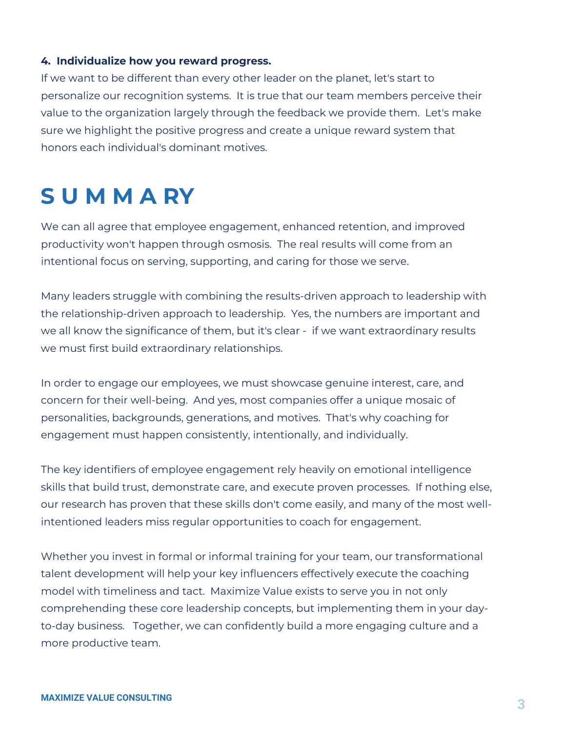**4. Individualize how you reward progress.**

If we want to be different than every other leader on the planet, let's start to personalize our recognition systems. It is true that our team members perceive their value to the organization largely through the feedback we provide them. Let's make sure we highlight the positive progress and create a unique reward system that honors each individual's dominant motives.

# SUMMARY

We can all agree that employee engagement, enhanced retention, and improved productivity won't happen through osmosis. The real results will come from an intentional focus on serving, supporting, and caring for those we serve.

Many leaders struggle with combining the results-driven approach to leadership with the relationship-driven approach to leadership. Yes, the numbers are important and we all know the significance of them, but it's clear - if we want extraordinary results we must first build extraordinary relationships.

In order to engage our employees, we must showcase genuine interest, care, and concern for their well-being. And yes, most companies offer a unique mosaic of personalities, backgrounds, generations, and motives. That's why coaching for engagement must happen consistently, intentionally, and individually.

The key identifiers of employee engagement rely heavily on emotional intelligence skills that build trust, demonstrate care, and execute proven processes. If nothing else, our research has proven that these skills don't come easily, and many of the most well-intentioned leaders miss regular opportunities to coach for engagement.

Whether you invest in formal or informal training for your team, our transformational talent development will help your key influencers effectively execute the coaching model with timeliness and tact. Maximize Value exists to serve you in not only comprehending these core leadership concepts, but implementing them in your day-to-day business. Together, we can confidently build a more engaging culture and a more productive team.